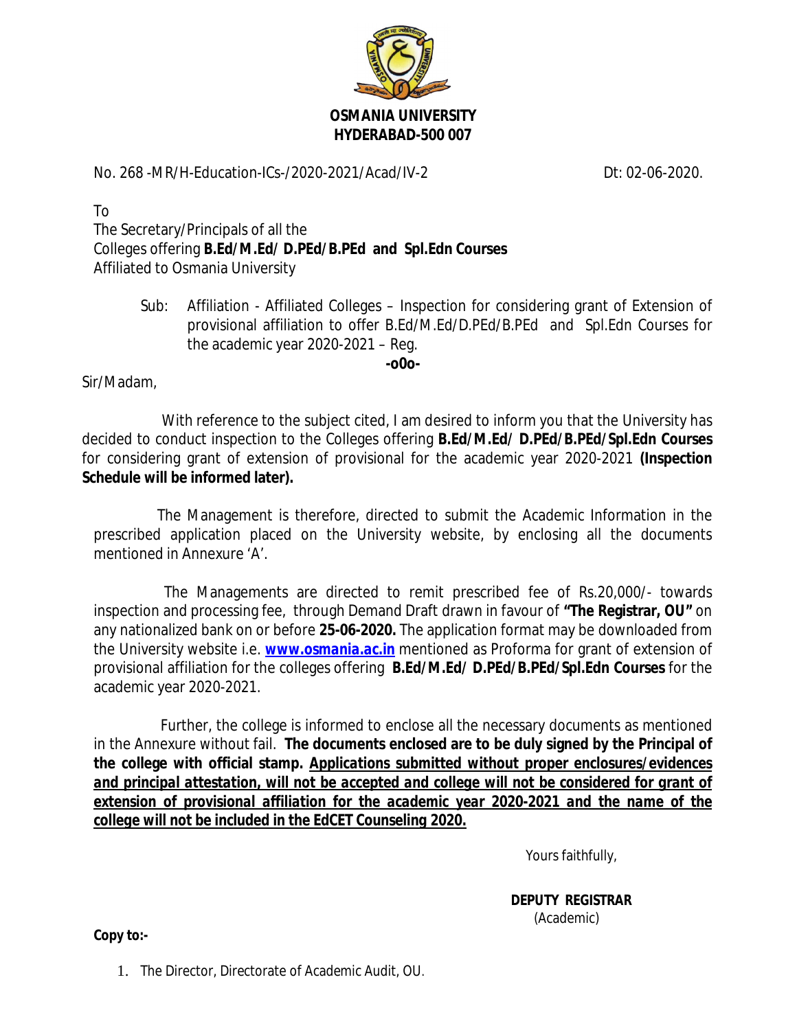# OSMANIA UNIVERSITY
## HYDERABAD-500 007

No. 268 -MR/H-Education-ICs-/2020-2021/Acad/IV-2 Dt: 02-06-2020.

To
The Secretary/Principals of all the
Colleges offering **B.Ed/M.Ed/ D.PEd/B.PEd and Spl.Edn Courses**
Affiliated to Osmania University

Sub: Affiliation - Affiliated Colleges – Inspection for considering grant of Extension of provisional affiliation to offer B.Ed/M.Ed/D.PEd/B.PEd and Spl.Edn Courses for the academic year 2020-2021 – Reg.

**-o0o-**

Sir/Madam,

With reference to the subject cited, I am desired to inform you that the University has decided to conduct inspection to the Colleges offering **B.Ed/M.Ed/ D.PEd/B.PEd/Spl.Edn Courses** for considering grant of extension of provisional for the academic year 2020-2021 **(Inspection Schedule will be informed later).**

The Management is therefore, directed to submit the Academic Information in the prescribed application placed on the University website, by enclosing all the documents mentioned in Annexure 'A'.

The Managements are directed to remit prescribed fee of Rs.20,000/- towards inspection and processing fee, through Demand Draft drawn in favour of **"The Registrar, OU"** on any nationalized bank on or before **25-06-2020.** The application format may be downloaded from the University website i.e. **www.osmania.ac.in** mentioned as Proforma for grant of extension of provisional affiliation for the colleges offering **B.Ed/M.Ed/ D.PEd/B.PEd/Spl.Edn Courses** for the academic year 2020-2021.

Further, the college is informed to enclose all the necessary documents as mentioned in the Annexure without fail. **The documents enclosed are to be duly signed by the Principal of the college with official stamp. Applications submitted without proper enclosures/evidences and principal attestation, will not be accepted and college will not be considered for grant of extension of provisional affiliation for the academic year 2020-2021 and the name of the college will not be included in the EdCET Counseling 2020.**

Yours faithfully,

**DEPUTY REGISTRAR**
(Academic)

**Copy to:-**

1. The Director, Directorate of Academic Audit, OU.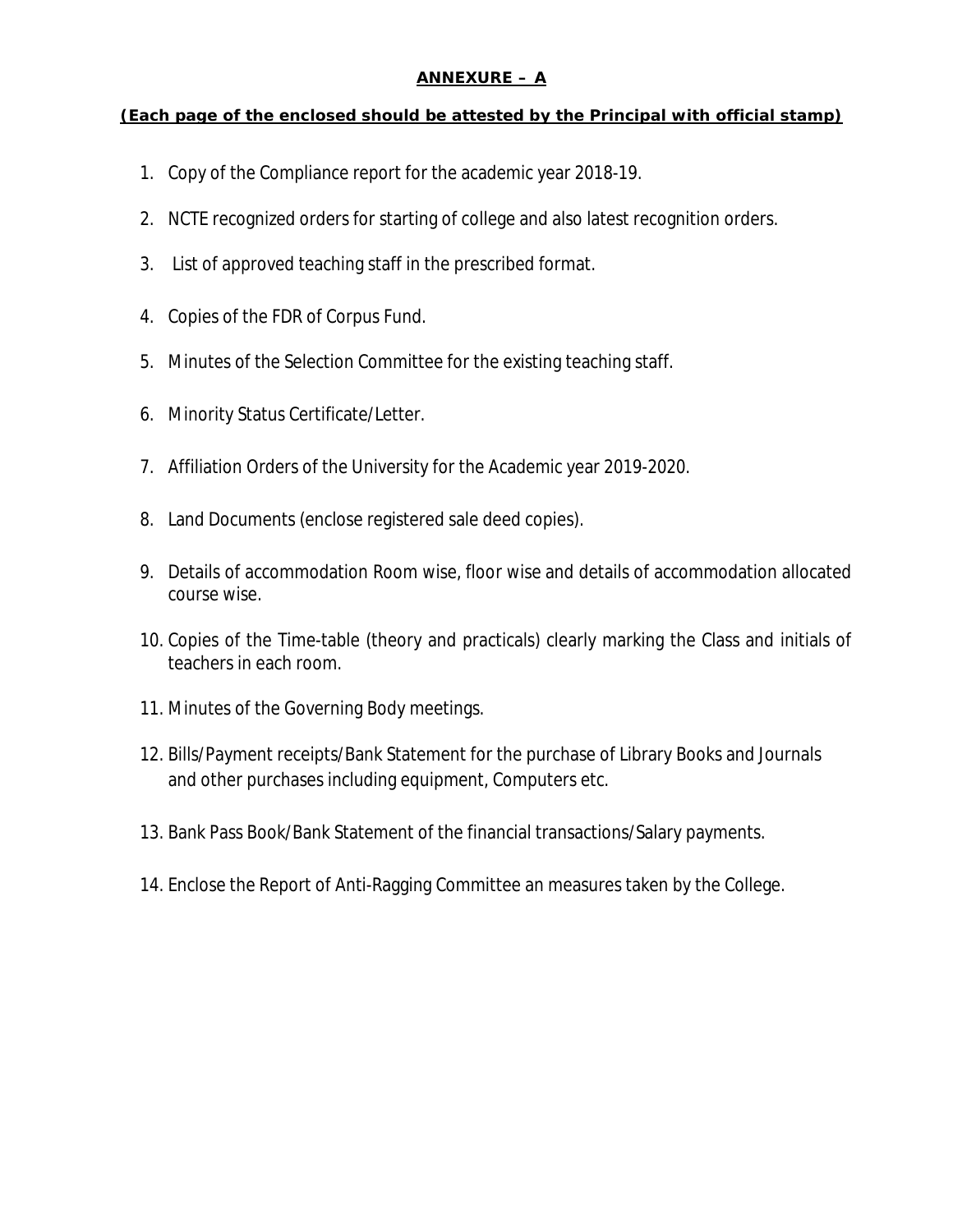## ANNEXURE – A

**(Each page of the enclosed should be attested by the Principal with official stamp)**

1. Copy of the Compliance report for the academic year 2018-19.
2. NCTE recognized orders for starting of college and also latest recognition orders.
3. List of approved teaching staff in the prescribed format.
4. Copies of the FDR of Corpus Fund.
5. Minutes of the Selection Committee for the existing teaching staff.
6. Minority Status Certificate/Letter.
7. Affiliation Orders of the University for the Academic year 2019-2020.
8. Land Documents (enclose registered sale deed copies).
9. Details of accommodation Room wise, floor wise and details of accommodation allocated course wise.
10. Copies of the Time-table (theory and practicals) clearly marking the Class and initials of teachers in each room.
11. Minutes of the Governing Body meetings.
12. Bills/Payment receipts/Bank Statement for the purchase of Library Books and Journals and other purchases including equipment, Computers etc.
13. Bank Pass Book/Bank Statement of the financial transactions/Salary payments.
14. Enclose the Report of Anti-Ragging Committee an measures taken by the College.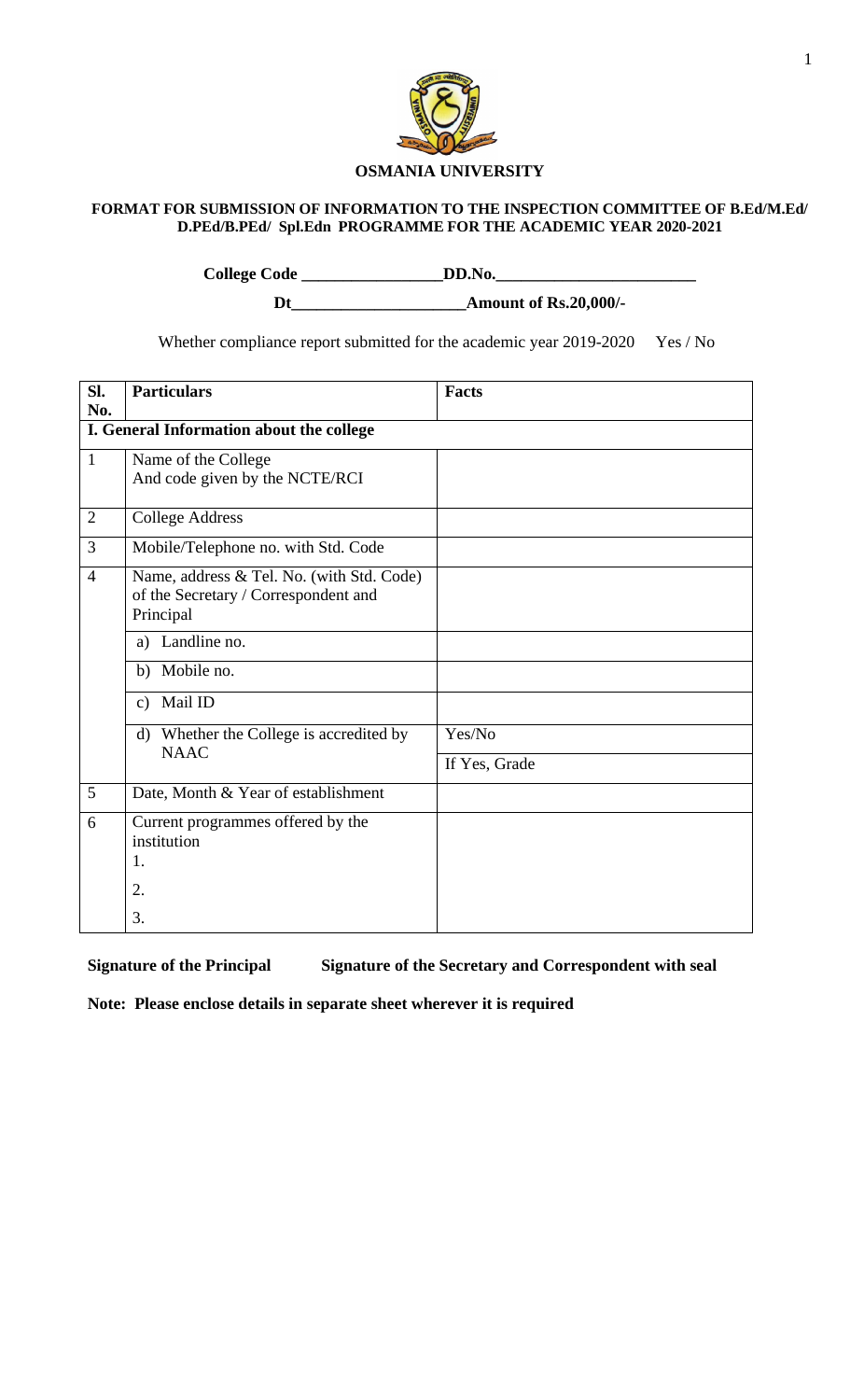# OSMANIA UNIVERSITY

**FORMAT FOR SUBMISSION OF INFORMATION TO THE INSPECTION COMMITTEE OF B.Ed/M.Ed/ D.PEd/B.PEd/ Spl.Edn PROGRAMME FOR THE ACADEMIC YEAR 2020-2021**

**College Code \_\_\_\_\_\_\_\_\_\_\_\_\_\_\_\_DD.No.\_\_\_\_\_\_\_\_\_\_\_\_\_\_\_\_\_\_\_\_\_\_\_**

**Dt\_\_\_\_\_\_\_\_\_\_\_\_\_\_\_\_\_\_\_\_Amount of Rs.20,000/-**

Whether compliance report submitted for the academic year 2019-2020 Yes / No

| Sl. No. | Particulars | Facts |
|---|---|---|
| **I. General Information about the college** | | |
| 1 | Name of the College<br>And code given by the NCTE/RCI | |
| 2 | College Address | |
| 3 | Mobile/Telephone no. with Std. Code | |
| 4 | Name, address & Tel. No. (with Std. Code) of the Secretary / Correspondent and Principal | |
| | a) Landline no. | |
| | b) Mobile no. | |
| | c) Mail ID | |
| | d) Whether the College is accredited by NAAC | Yes/No<br>If Yes, Grade |
| 5 | Date, Month & Year of establishment | |
| 6 | Current programmes offered by the institution<br>1.<br>2.<br>3. | |

**Signature of the Principal** **Signature of the Secretary and Correspondent with seal**

**Note: Please enclose details in separate sheet wherever it is required**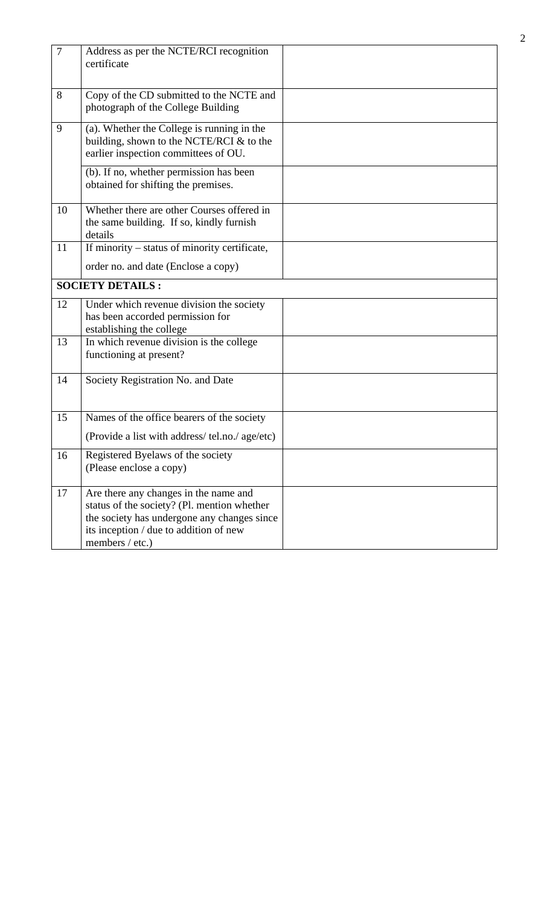| | | |
|---|---|---|
| 7 | Address as per the NCTE/RCI recognition certificate | |
| 8 | Copy of the CD submitted to the NCTE and photograph of the College Building | |
| 9 | (a). Whether the College is running in the building, shown to the NCTE/RCI & to the earlier inspection committees of OU. | |
| | (b). If no, whether permission has been obtained for shifting the premises. | |
| 10 | Whether there are other Courses offered in the same building. If so, kindly furnish details | |
| 11 | If minority – status of minority certificate, order no. and date (Enclose a copy) | |
| **SOCIETY DETAILS :** | | |
| 12 | Under which revenue division the society has been accorded permission for establishing the college | |
| 13 | In which revenue division is the college functioning at present? | |
| 14 | Society Registration No. and Date | |
| 15 | Names of the office bearers of the society (Provide a list with address/ tel.no./ age/etc) | |
| 16 | Registered Byelaws of the society (Please enclose a copy) | |
| 17 | Are there any changes in the name and status of the society? (Pl. mention whether the society has undergone any changes since its inception / due to addition of new members / etc.) | |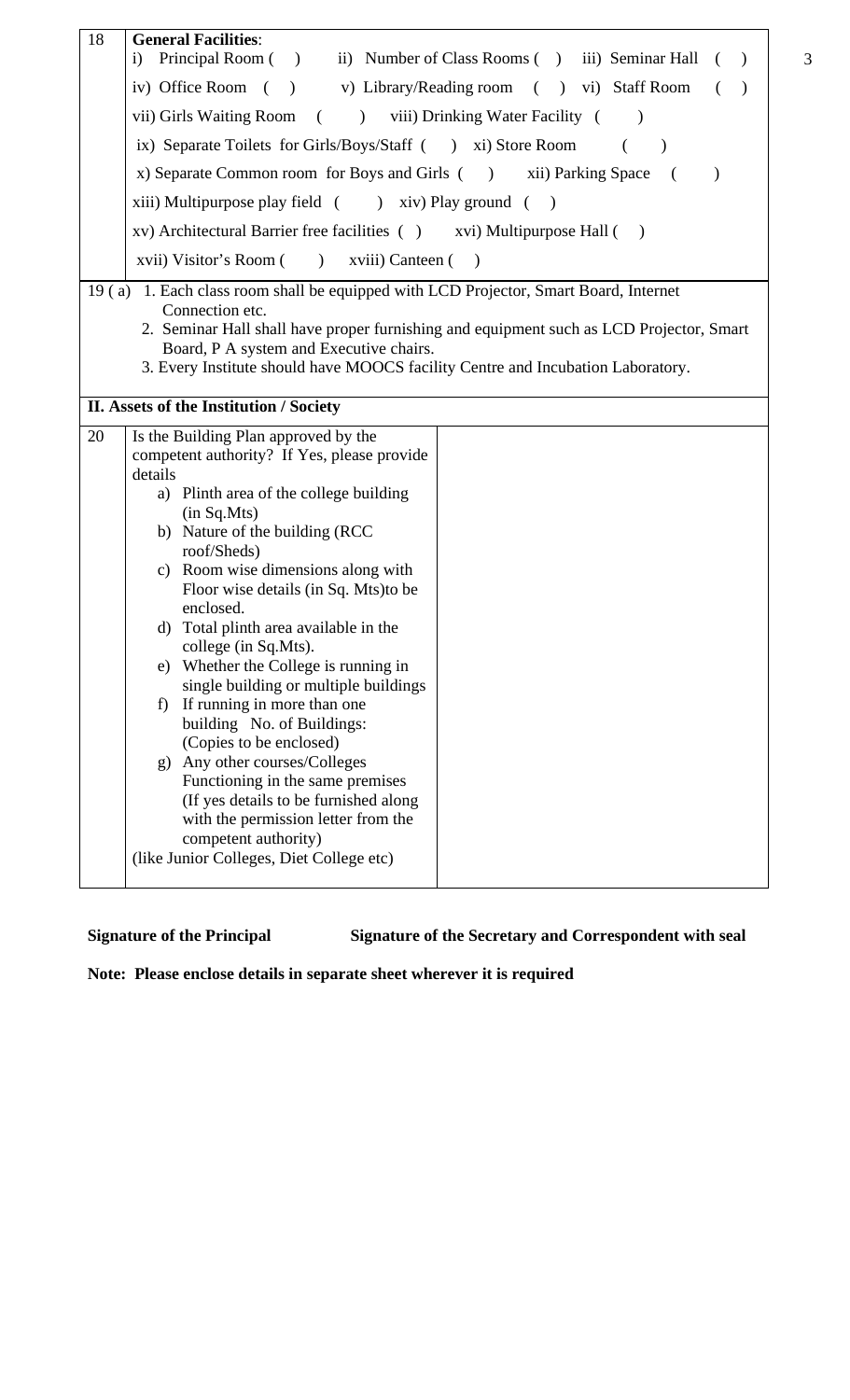| 18 | **General Facilities**: |
|---|---|
| | i) Principal Room ( ) ii) Number of Class Rooms ( ) iii) Seminar Hall ( ) |
| | iv) Office Room ( ) v) Library/Reading room ( ) vi) Staff Room ( ) |
| | vii) Girls Waiting Room ( ) viii) Drinking Water Facility ( ) |
| | ix) Separate Toilets for Girls/Boys/Staff ( ) xi) Store Room ( ) |
| | x) Separate Common room for Boys and Girls ( ) xii) Parking Space ( ) |
| | xiii) Multipurpose play field ( ) xiv) Play ground ( ) |
| | xv) Architectural Barrier free facilities ( ) xvi) Multipurpose Hall ( ) |
| | xvii) Visitor's Room ( ) xviii) Canteen ( ) |

19 ( a) 1. Each class room shall be equipped with LCD Projector, Smart Board, Internet Connection etc.
2. Seminar Hall shall have proper furnishing and equipment such as LCD Projector, Smart Board, P A system and Executive chairs.
3. Every Institute should have MOOCS facility Centre and Incubation Laboratory.

**II. Assets of the Institution / Society**

| 20 | Is the Building Plan approved by the competent authority? If Yes, please provide details<br>a) Plinth area of the college building (in Sq.Mts)<br>b) Nature of the building (RCC roof/Sheds)<br>c) Room wise dimensions along with Floor wise details (in Sq. Mts)to be enclosed.<br>d) Total plinth area available in the college (in Sq.Mts).<br>e) Whether the College is running in single building or multiple buildings<br>f) If running in more than one building No. of Buildings: (Copies to be enclosed)<br>g) Any other courses/Colleges Functioning in the same premises (If yes details to be furnished along with the permission letter from the competent authority)<br>(like Junior Colleges, Diet College etc) | |
|---|---|---|

**Signature of the Principal** **Signature of the Secretary and Correspondent with seal**

**Note: Please enclose details in separate sheet wherever it is required**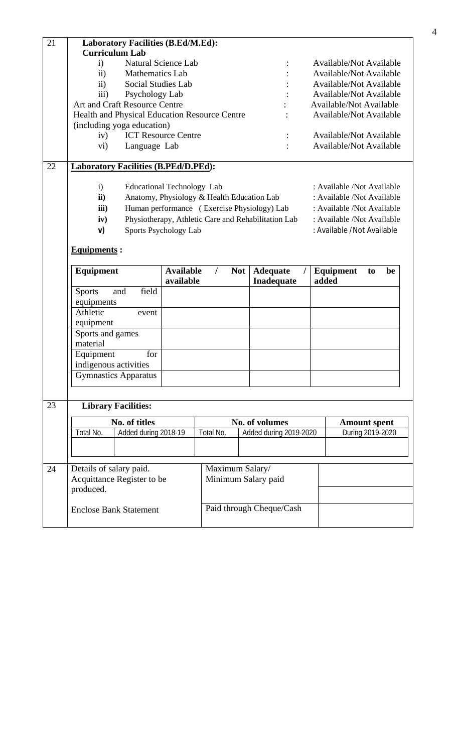**21 Laboratory Facilities (B.Ed/M.Ed):**

**Curriculum Lab**

| | | | |
|---|---|---|---|
| i) | Natural Science Lab | : | Available/Not Available |
| ii) | Mathematics Lab | : | Available/Not Available |
| ii) | Social Studies Lab | : | Available/Not Available |
| iii) | Psychology Lab | : | Available/Not Available |
| | Art and Craft Resource Centre | : | Available/Not Available |
| | Health and Physical Education Resource Centre (including yoga education) | : | Available/Not Available |
| iv) | ICT Resource Centre | : | Available/Not Available |
| vi) | Language Lab | : | Available/Not Available |

**22 Laboratory Facilities (B.PEd/D.PEd):**

| | | |
|---|---|---|
| i) | Educational Technology Lab | : Available /Not Available |
| **ii)** | Anatomy, Physiology & Health Education Lab | : Available /Not Available |
| **iii)** | Human performance ( Exercise Physiology) Lab | : Available /Not Available |
| **iv)** | Physiotherapy, Athletic Care and Rehabilitation Lab | : Available /Not Available |
| **v)** | Sports Psychology Lab | : Available / Not Available |

**Equipments :**

| **Equipment** | **Available / Not available** | **Adequate / Inadequate** | **Equipment to be added** |
|---|---|---|---|
| Sports and field equipments | | | |
| Athletic event equipment | | | |
| Sports and games material | | | |
| Equipment for indigenous activities | | | |
| Gymnastics Apparatus | | | |

**23 Library Facilities:**

| **No. of titles** | | **No. of volumes** | | **Amount spent** |
|---|---|---|---|---|
| Total No. | Added during 2018-19 | Total No. | Added during 2019-2020 | During 2019-2020 |
| | | | | |

**24**

| | | |
|---|---|---|
| Details of salary paid. Acquittance Register to be produced. | Maximum Salary/ Minimum Salary paid | |
| Enclose Bank Statement | Paid through Cheque/Cash | |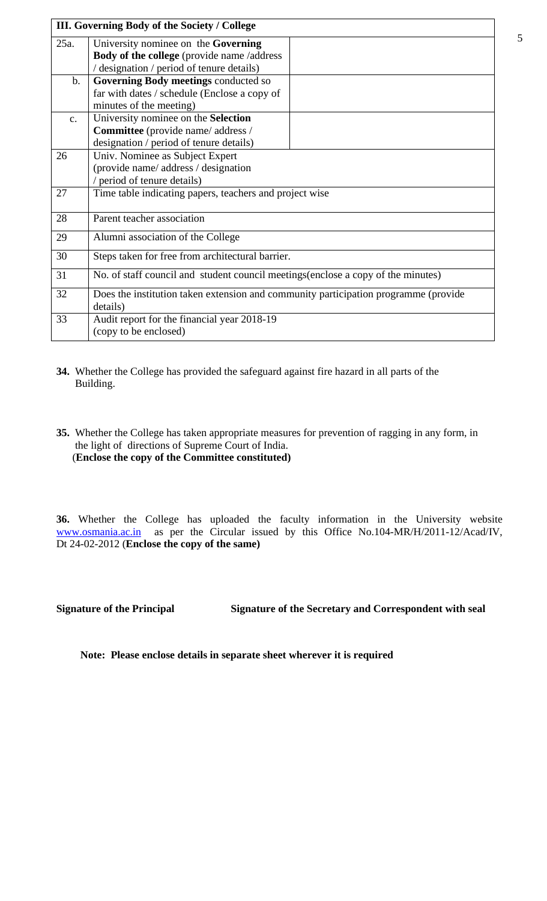| III. Governing Body of the Society / College | | |
|---|---|---|
| 25a. | University nominee on the **Governing Body of the college** (provide name /address / designation / period of tenure details) | |
| b. | **Governing Body meetings** conducted so far with dates / schedule (Enclose a copy of minutes of the meeting) | |
| c. | University nominee on the **Selection Committee** (provide name/ address / designation / period of tenure details) | |
| 26 | Univ. Nominee as Subject Expert (provide name/ address / designation / period of tenure details) | |
| 27 | Time table indicating papers, teachers and project wise | |
| 28 | Parent teacher association | |
| 29 | Alumni association of the College | |
| 30 | Steps taken for free from architectural barrier. | |
| 31 | No. of staff council and student council meetings(enclose a copy of the minutes) | |
| 32 | Does the institution taken extension and community participation programme (provide details) | |
| 33 | Audit report for the financial year 2018-19 (copy to be enclosed) | |

**34.** Whether the College has provided the safeguard against fire hazard in all parts of the Building.

**35.** Whether the College has taken appropriate measures for prevention of ragging in any form, in the light of directions of Supreme Court of India.
(**Enclose the copy of the Committee constituted)**

**36.** Whether the College has uploaded the faculty information in the University website www.osmania.ac.in as per the Circular issued by this Office No.104-MR/H/2011-12/Acad/IV, Dt 24-02-2012 (**Enclose the copy of the same)**

**Signature of the Principal** **Signature of the Secretary and Correspondent with seal**

**Note: Please enclose details in separate sheet wherever it is required**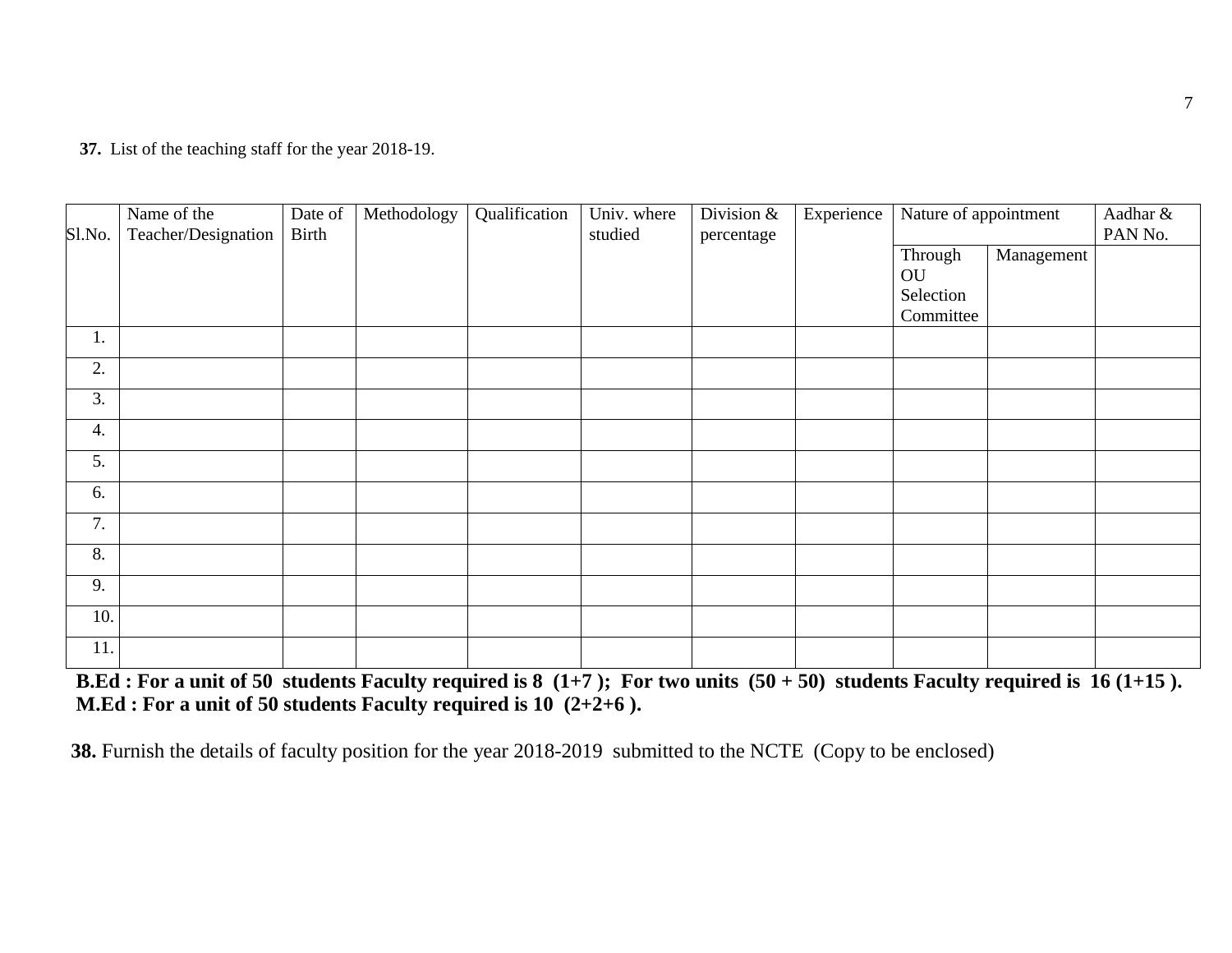**37.** List of the teaching staff for the year 2018-19.

| Sl.No. | Name of the Teacher/Designation | Date of Birth | Methodology | Qualification | Univ. where studied | Division & percentage | Experience | Nature of appointment | | Aadhar & PAN No. |
|---|---|---|---|---|---|---|---|---|---|---|
| | | | | | | | | Through OU Selection Committee | Management | |
| 1. | | | | | | | | | | |
| 2. | | | | | | | | | | |
| 3. | | | | | | | | | | |
| 4. | | | | | | | | | | |
| 5. | | | | | | | | | | |
| 6. | | | | | | | | | | |
| 7. | | | | | | | | | | |
| 8. | | | | | | | | | | |
| 9. | | | | | | | | | | |
| 10. | | | | | | | | | | |
| 11. | | | | | | | | | | |

**B.Ed : For a unit of 50 students Faculty required is 8 (1+7 ); For two units (50 + 50) students Faculty required is 16 (1+15 ).**
**M.Ed : For a unit of 50 students Faculty required is 10 (2+2+6 ).**

**38.** Furnish the details of faculty position for the year 2018-2019 submitted to the NCTE (Copy to be enclosed)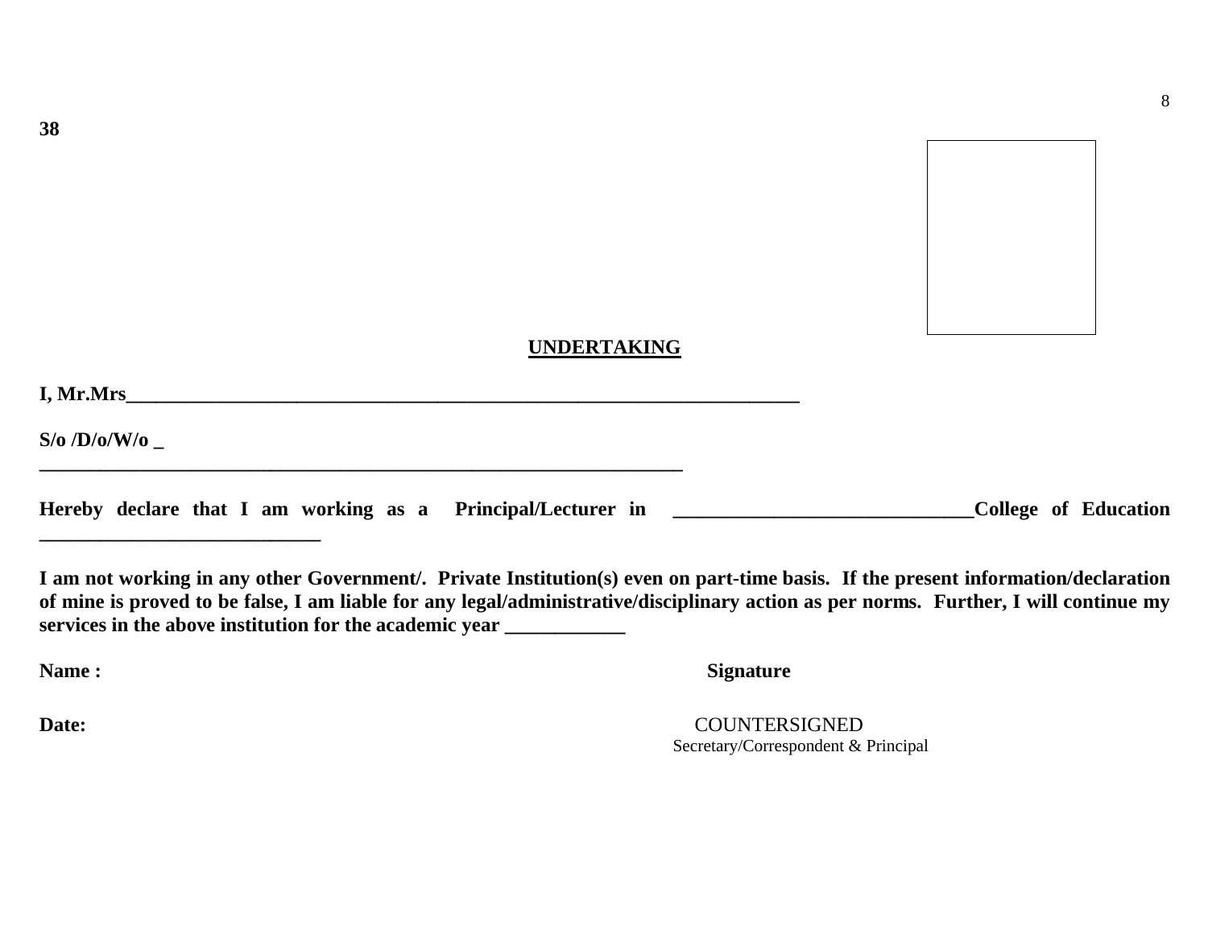38

## UNDERTAKING

**I, Mr.Mrs_____________________________________________________________________**

**S/o /D/o/W/o _**
**_____________________________________________________________________**

**Hereby declare that I am working as a Principal/Lecturer in _______________________________College of Education _____________________________**

**I am not working in any other Government/. Private Institution(s) even on part-time basis. If the present information/declaration of mine is proved to be false, I am liable for any legal/administrative/disciplinary action as per norms. Further, I will continue my services in the above institution for the academic year ____________**

**Name :** **Signature**

**Date:** COUNTERSIGNED

Secretary/Correspondent & Principal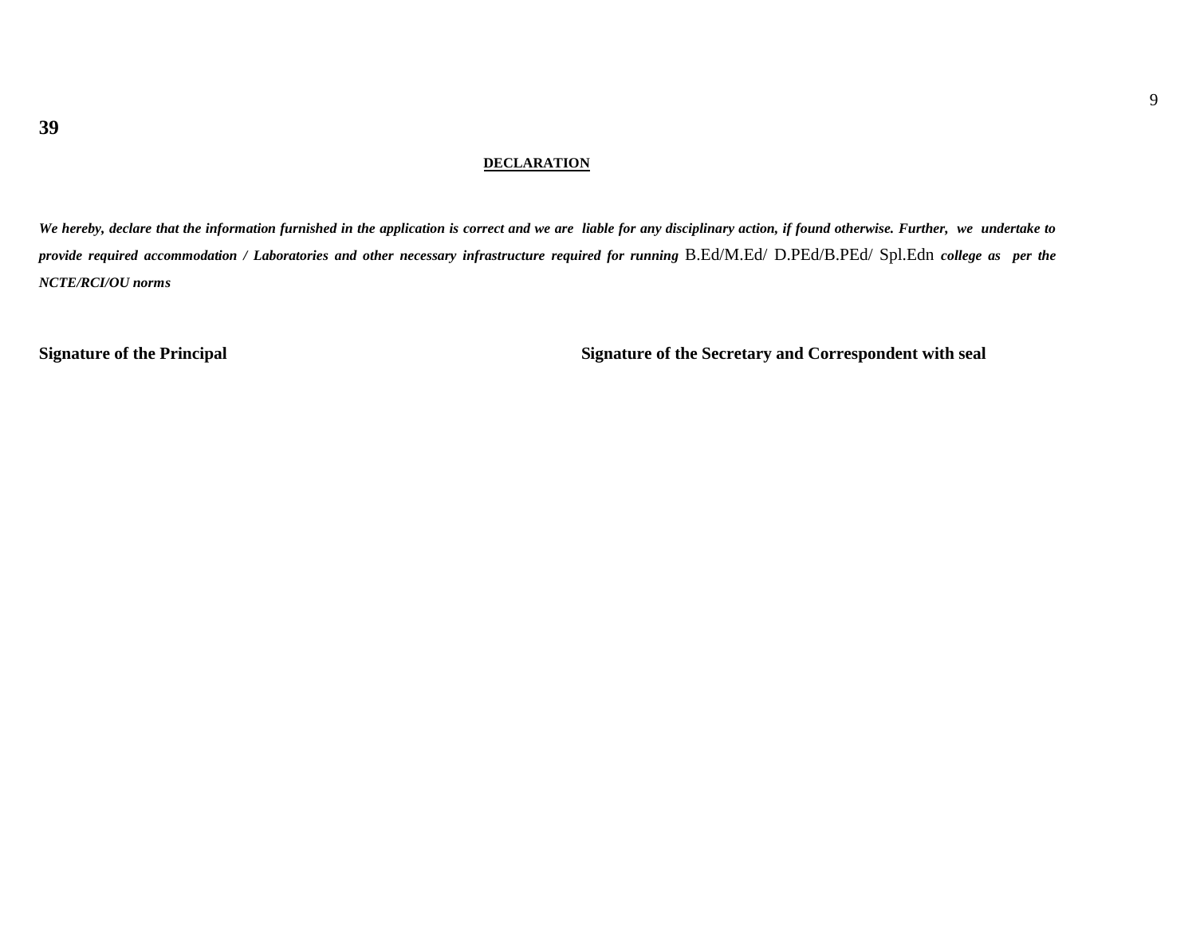**39**

## DECLARATION

***We hereby, declare that the information furnished in the application is correct and we are liable for any disciplinary action, if found otherwise. Further, we undertake to provide required accommodation / Laboratories and other necessary infrastructure required for running*** B.Ed/M.Ed/ D.PEd/B.PEd/ Spl.Edn ***college as per the NCTE/RCI/OU norms***

**Signature of the Principal**

**Signature of the Secretary and Correspondent with seal**